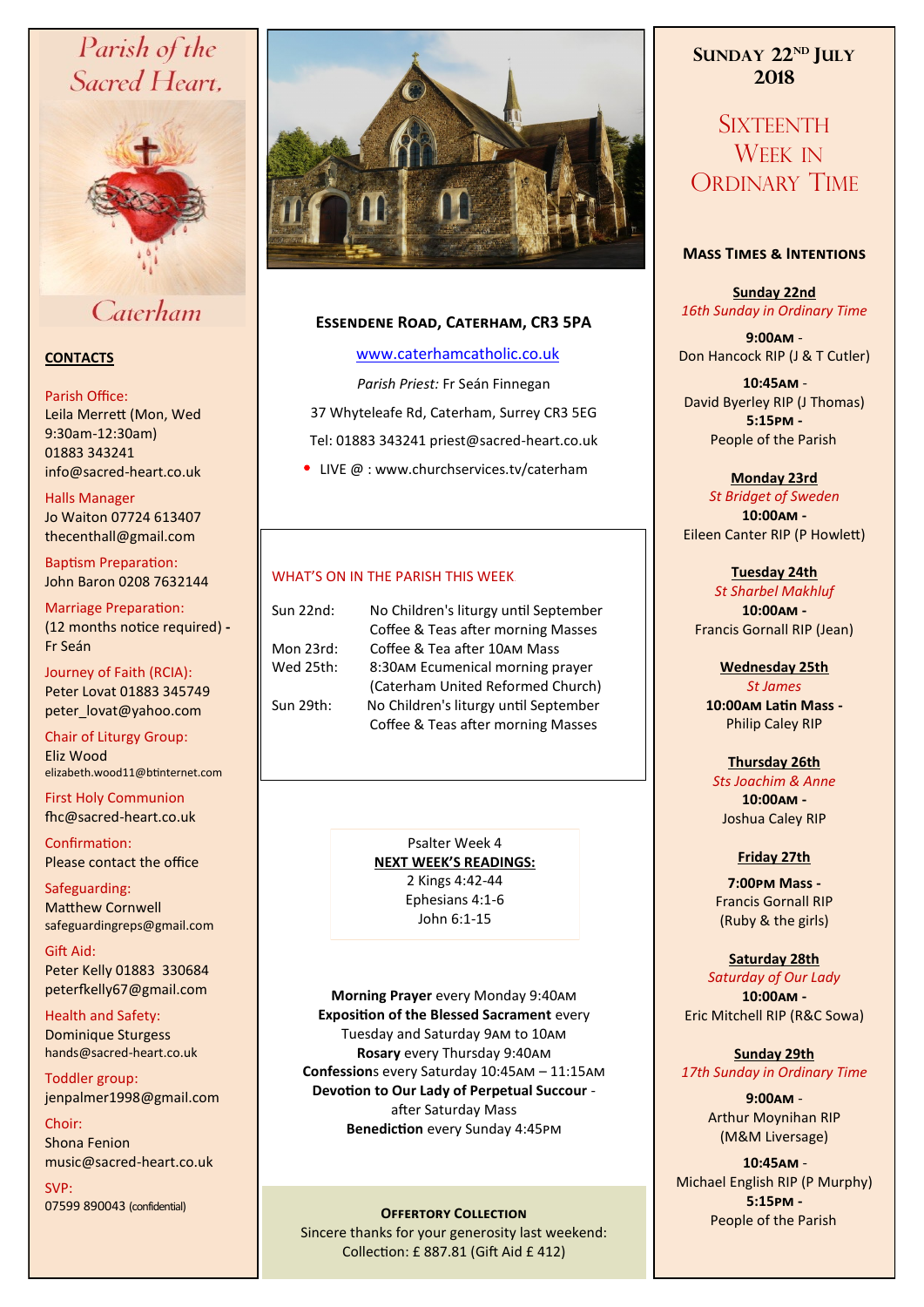# Parish of the Sacred Heart, Caterham

## CONTACTS

Parish Office:
Leila Merrett (Mon, Wed 9:30am-12:30am)
01883 343241
info@sacred-heart.co.uk

Halls Manager
Jo Waiton 07724 613407
thecenthall@gmail.com

Baptism Preparation:
John Baron 0208 7632144

Marriage Preparation:
(12 months notice required) - Fr Seán

Journey of Faith (RCIA):
Peter Lovat 01883 345749
peter_lovat@yahoo.com

Chair of Liturgy Group:
Eliz Wood
elizabeth.wood11@btinternet.com

First Holy Communion
fhc@sacred-heart.co.uk

Confirmation:
Please contact the office

Safeguarding:
Matthew Cornwell
safeguardingreps@gmail.com

Gift Aid:
Peter Kelly 01883 330684
peterfkelly67@gmail.com

Health and Safety:
Dominique Sturgess
hands@sacred-heart.co.uk

Toddler group:
jenpalmer1998@gmail.com

Choir:
Shona Fenion
music@sacred-heart.co.uk

SVP:
07599 890043 (confidential)

## Essendene Road, Caterham, CR3 5PA

www.caterhamcatholic.co.uk

*Parish Priest:* Fr Seán Finnegan

37 Whyteleafe Rd, Caterham, Surrey CR3 5EG

Tel: 01883 343241 priest@sacred-heart.co.uk

- LIVE @ : www.churchservices.tv/caterham

### WHAT'S ON IN THE PARISH THIS WEEK

| | |
|---|---|
| Sun 22nd: | No Children's liturgy until September<br>Coffee & Teas after morning Masses |
| Mon 23rd: | Coffee & Tea after 10AM Mass |
| Wed 25th: | 8:30AM Ecumenical morning prayer (Caterham United Reformed Church) |
| Sun 29th: | No Children's liturgy until September<br>Coffee & Teas after morning Masses |

Psalter Week 4

**NEXT WEEK'S READINGS:**
2 Kings 4:42-44
Ephesians 4:1-6
John 6:1-15

**Morning Prayer** every Monday 9:40AM
**Exposition of the Blessed Sacrament** every Tuesday and Saturday 9AM to 10AM
**Rosary** every Thursday 9:40AM
**Confessions** every Saturday 10:45AM – 11:15AM
**Devotion to Our Lady of Perpetual Succour** - after Saturday Mass
**Benediction** every Sunday 4:45PM

**Offertory Collection**
Sincere thanks for your generosity last weekend:
Collection: £ 887.81 (Gift Aid £ 412)

## Sunday 22nd July 2018

## Sixteenth Week in Ordinary Time

### Mass Times & Intentions

**Sunday 22nd**
*16th Sunday in Ordinary Time*
**9:00AM** - Don Hancock RIP (J & T Cutler)
**10:45AM** - David Byerley RIP (J Thomas)
**5:15PM** - People of the Parish

**Monday 23rd**
*St Bridget of Sweden*
**10:00AM** - Eileen Canter RIP (P Howlett)

**Tuesday 24th**
*St Sharbel Makhluf*
**10:00AM** - Francis Gornall RIP (Jean)

**Wednesday 25th**
*St James*
**10:00AM Latin Mass** - Philip Caley RIP

**Thursday 26th**
*Sts Joachim & Anne*
**10:00AM** - Joshua Caley RIP

**Friday 27th**
**7:00PM Mass** - Francis Gornall RIP (Ruby & the girls)

**Saturday 28th**
*Saturday of Our Lady*
**10:00AM** - Eric Mitchell RIP (R&C Sowa)

**Sunday 29th**
*17th Sunday in Ordinary Time*
**9:00AM** - Arthur Moynihan RIP (M&M Liversage)
**10:45AM** - Michael English RIP (P Murphy)
**5:15PM** - People of the Parish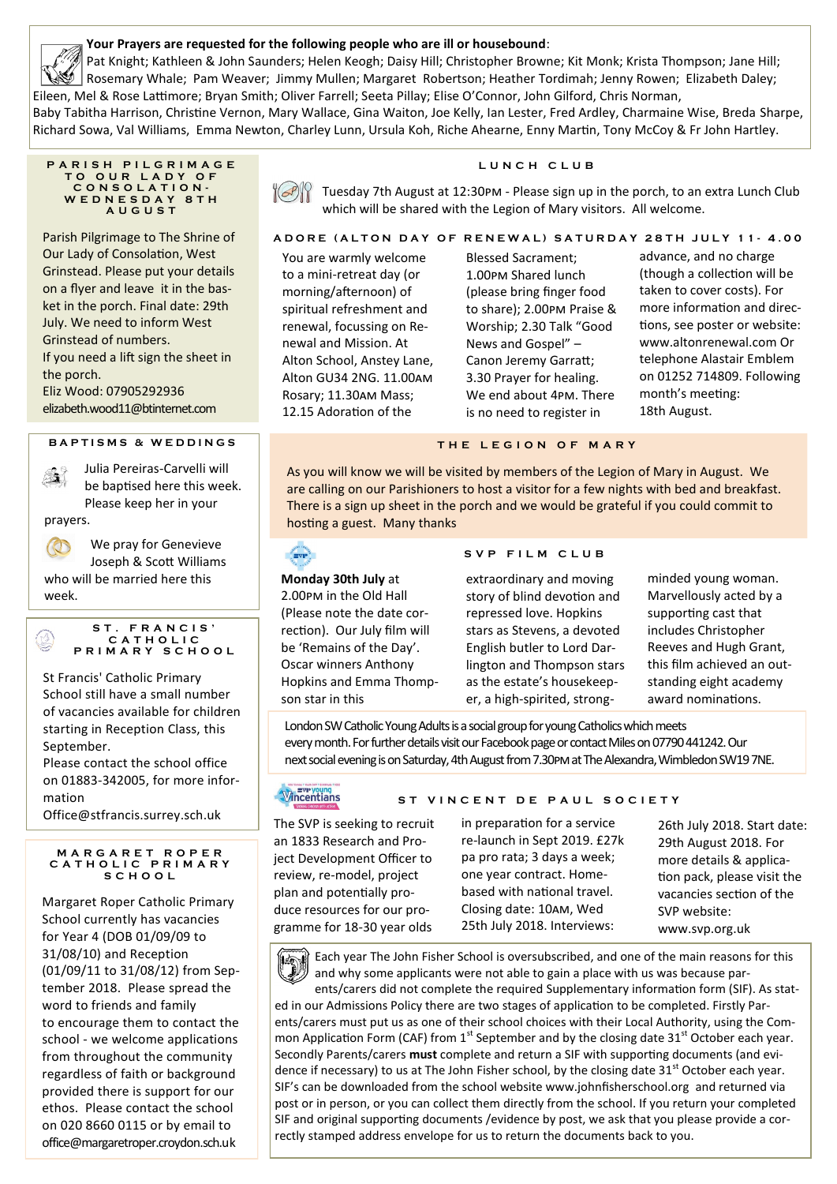**Your Prayers are requested for the following people who are ill or housebound**:

Pat Knight; Kathleen & John Saunders; Helen Keogh; Daisy Hill; Christopher Browne; Kit Monk; Krista Thompson; Jane Hill; Rosemary Whale; Pam Weaver; Jimmy Mullen; Margaret Robertson; Heather Tordimah; Jenny Rowen; Elizabeth Daley; Eileen, Mel & Rose Lattimore; Bryan Smith; Oliver Farrell; Seeta Pillay; Elise O'Connor, John Gilford, Chris Norman, Baby Tabitha Harrison, Christine Vernon, Mary Wallace, Gina Waiton, Joe Kelly, Ian Lester, Fred Ardley, Charmaine Wise, Breda Sharpe, Richard Sowa, Val Williams, Emma Newton, Charley Lunn, Ursula Koh, Riche Ahearne, Enny Martin, Tony McCoy & Fr John Hartley.

## PARISH PILGRIMAGE TO OUR LADY OF CONSOLATION- WEDNESDAY 8TH AUGUST

Parish Pilgrimage to The Shrine of Our Lady of Consolation, West Grinstead. Please put your details on a flyer and leave it in the basket in the porch. Final date: 29th July. We need to inform West Grinstead of numbers.
If you need a lift sign the sheet in the porch.
Eliz Wood: 07905292936
elizabeth.wood11@btinternet.com

## BAPTISMS & WEDDINGS

Julia Pereiras-Carvelli will be baptised here this week. Please keep her in your prayers.

We pray for Genevieve Joseph & Scott Williams who will be married here this week.

## ST. FRANCIS' CATHOLIC PRIMARY SCHOOL

St Francis' Catholic Primary School still have a small number of vacancies available for children starting in Reception Class, this September.
Please contact the school office on 01883-342005, for more information
Office@stfrancis.surrey.sch.uk

## MARGARET ROPER CATHOLIC PRIMARY SCHOOL

Margaret Roper Catholic Primary School currently has vacancies for Year 4 (DOB 01/09/09 to 31/08/10) and Reception (01/09/11 to 31/08/12) from September 2018. Please spread the word to friends and family to encourage them to contact the school - we welcome applications from throughout the community regardless of faith or background provided there is support for our ethos. Please contact the school on 020 8660 0115 or by email to office@margaretroper.croydon.sch.uk

## LUNCH CLUB

Tuesday 7th August at 12:30PM - Please sign up in the porch, to an extra Lunch Club which will be shared with the Legion of Mary visitors. All welcome.

## ADORE (ALTON DAY OF RENEWAL) SATURDAY 28TH JULY 11- 4.00

You are warmly welcome to a mini-retreat day (or morning/afternoon) of spiritual refreshment and renewal, focussing on Renewal and Mission. At Alton School, Anstey Lane, Alton GU34 2NG. 11.00AM Rosary; 11.30AM Mass; 12.15 Adoration of the Blessed Sacrament; 1.00PM Shared lunch (please bring finger food to share); 2.00PM Praise & Worship; 2.30 Talk "Good News and Gospel" – Canon Jeremy Garratt; 3.30 Prayer for healing. We end about 4PM. There is no need to register in advance, and no charge (though a collection will be taken to cover costs). For more information and directions, see poster or website: www.altonrenewal.com Or telephone Alastair Emblem on 01252 714809. Following month's meeting: 18th August.

## THE LEGION OF MARY

As you will know we will be visited by members of the Legion of Mary in August. We are calling on our Parishioners to host a visitor for a few nights with bed and breakfast. There is a sign up sheet in the porch and we would be grateful if you could commit to hosting a guest. Many thanks

## SVP FILM CLUB

**Monday 30th July** at 2.00PM in the Old Hall (Please note the date correction). Our July film will be 'Remains of the Day'. Oscar winners Anthony Hopkins and Emma Thompson star in this extraordinary and moving story of blind devotion and repressed love. Hopkins stars as Stevens, a devoted English butler to Lord Darlington and Thompson stars as the estate's housekeeper, a high-spirited, strong-minded young woman. Marvellously acted by a supporting cast that includes Christopher Reeves and Hugh Grant, this film achieved an outstanding eight academy award nominations.

London SW Catholic Young Adults is a social group for young Catholics which meets every month. For further details visit our Facebook page or contact Miles on 07790 441242. Our next social evening is on Saturday, 4th August from 7.30PM at The Alexandra, Wimbledon SW19 7NE.

## ST VINCENT DE PAUL SOCIETY

The SVP is seeking to recruit an 1833 Research and Project Development Officer to review, re-model, project plan and potentially produce resources for our programme for 18-30 year olds in preparation for a service re-launch in Sept 2019. £27k pa pro rata; 3 days a week; one year contract. Home-based with national travel. Closing date: 10AM, Wed 25th July 2018. Interviews: 26th July 2018. Start date: 29th August 2018. For more details & application pack, please visit the vacancies section of the SVP website: www.svp.org.uk

Each year The John Fisher School is oversubscribed, and one of the main reasons for this and why some applicants were not able to gain a place with us was because parents/carers did not complete the required Supplementary information form (SIF). As stated in our Admissions Policy there are two stages of application to be completed. Firstly Parents/carers must put us as one of their school choices with their Local Authority, using the Common Application Form (CAF) from 1st September and by the closing date 31st October each year. Secondly Parents/carers **must** complete and return a SIF with supporting documents (and evidence if necessary) to us at The John Fisher school, by the closing date 31st October each year. SIF's can be downloaded from the school website www.johnfisherschool.org and returned via post or in person, or you can collect them directly from the school. If you return your completed SIF and original supporting documents /evidence by post, we ask that you please provide a correctly stamped address envelope for us to return the documents back to you.